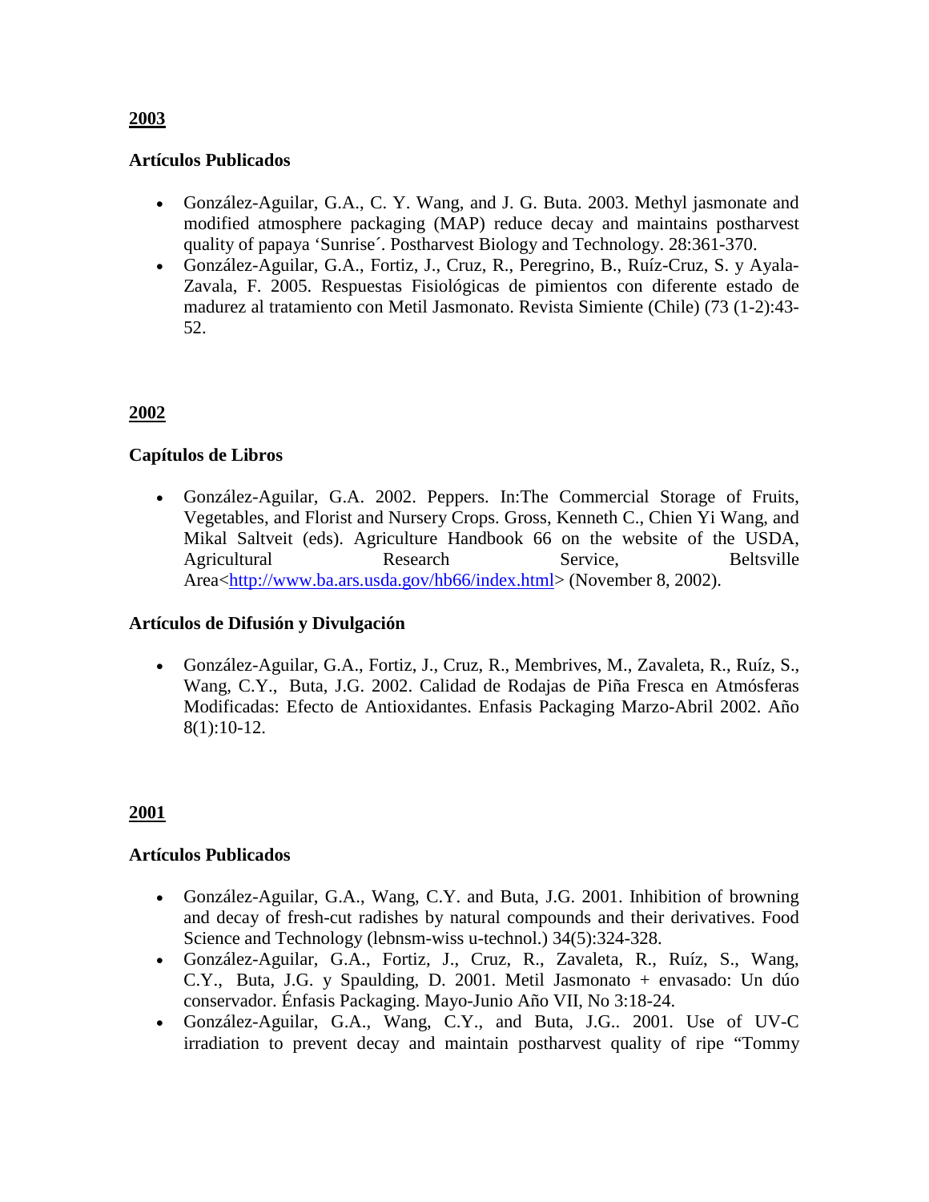## 2003

### Artículos Publicados

- González-Aguilar, G.A., C. Y. Wang, and J. G. Buta. 2003. Methyl jasmonate and modified atmosphere packaging (MAP) reduce decay and maintains postharvest quality of papaya 'Sunrise´. Postharvest Biology and Technology. 28:361-370.
- González-Aguilar, G.A., Fortiz, J., Cruz, R., Peregrino, B., Ruíz-Cruz, S. y Ayala-Zavala, F. 2005. Respuestas Fisiológicas de pimientos con diferente estado de madurez al tratamiento con Metil Jasmonato. Revista Simiente (Chile) (73 (1-2):43-52.

## 2002

### Capítulos de Libros

- González-Aguilar, G.A. 2002. Peppers. In:The Commercial Storage of Fruits, Vegetables, and Florist and Nursery Crops. Gross, Kenneth C., Chien Yi Wang, and Mikal Saltveit (eds). Agriculture Handbook 66 on the website of the USDA, Agricultural Research Service, Beltsville Area<http://www.ba.ars.usda.gov/hb66/index.html> (November 8, 2002).

### Artículos de Difusión y Divulgación

- González-Aguilar, G.A., Fortiz, J., Cruz, R., Membrives, M., Zavaleta, R., Ruíz, S., Wang, C.Y., Buta, J.G. 2002. Calidad de Rodajas de Piña Fresca en Atmósferas Modificadas: Efecto de Antioxidantes. Enfasis Packaging Marzo-Abril 2002. Año 8(1):10-12.

## 2001

### Artículos Publicados

- González-Aguilar, G.A., Wang, C.Y. and Buta, J.G. 2001. Inhibition of browning and decay of fresh-cut radishes by natural compounds and their derivatives. Food Science and Technology (lebnsm-wiss u-technol.) 34(5):324-328.
- González-Aguilar, G.A., Fortiz, J., Cruz, R., Zavaleta, R., Ruíz, S., Wang, C.Y., Buta, J.G. y Spaulding, D. 2001. Metil Jasmonato + envasado: Un dúo conservador. Énfasis Packaging. Mayo-Junio Año VII, No 3:18-24.
- González-Aguilar, G.A., Wang, C.Y., and Buta, J.G.. 2001. Use of UV-C irradiation to prevent decay and maintain postharvest quality of ripe "Tommy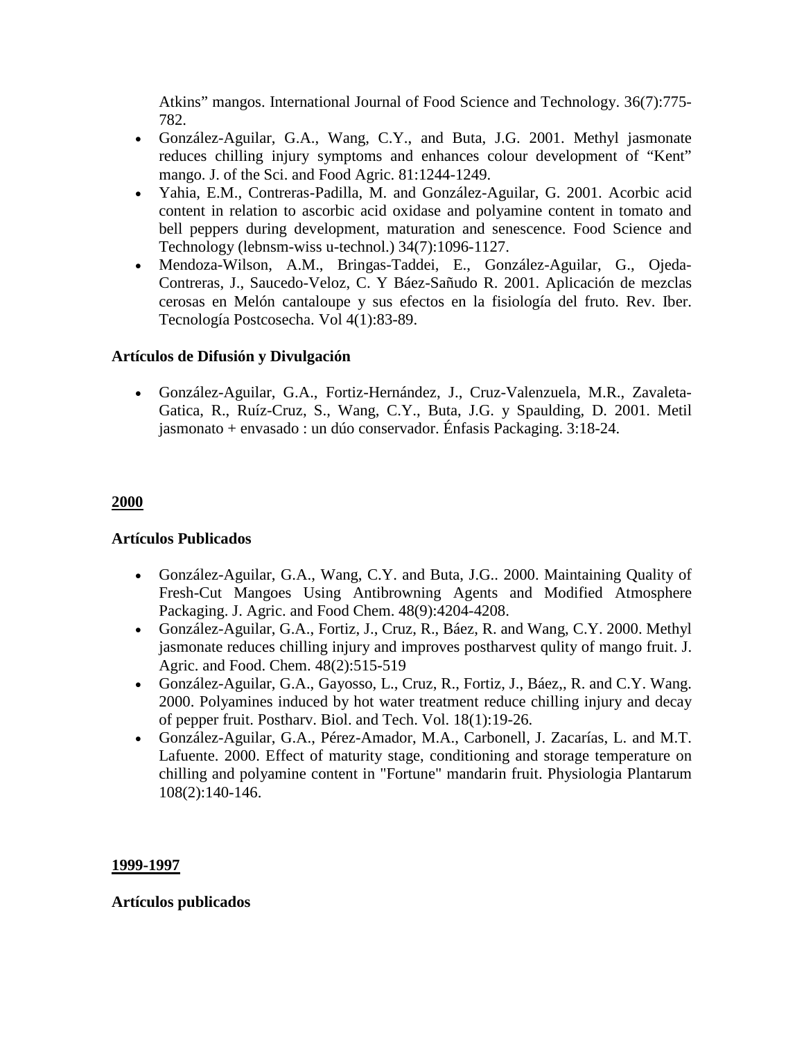Atkins" mangos. International Journal of Food Science and Technology. 36(7):775-782.

- González-Aguilar, G.A., Wang, C.Y., and Buta, J.G. 2001. Methyl jasmonate reduces chilling injury symptoms and enhances colour development of "Kent" mango. J. of the Sci. and Food Agric. 81:1244-1249.
- Yahia, E.M., Contreras-Padilla, M. and González-Aguilar, G. 2001. Acorbic acid content in relation to ascorbic acid oxidase and polyamine content in tomato and bell peppers during development, maturation and senescence. Food Science and Technology (lebnsm-wiss u-technol.) 34(7):1096-1127.
- Mendoza-Wilson, A.M., Bringas-Taddei, E., González-Aguilar, G., Ojeda-Contreras, J., Saucedo-Veloz, C. Y Báez-Sañudo R. 2001. Aplicación de mezclas cerosas en Melón cantaloupe y sus efectos en la fisiología del fruto. Rev. Iber. Tecnología Postcosecha. Vol 4(1):83-89.

**Artículos de Difusión y Divulgación**

- González-Aguilar, G.A., Fortiz-Hernández, J., Cruz-Valenzuela, M.R., Zavaleta-Gatica, R., Ruíz-Cruz, S., Wang, C.Y., Buta, J.G. y Spaulding, D. 2001. Metil jasmonato + envasado : un dúo conservador. Énfasis Packaging. 3:18-24.

**2000**

**Artículos Publicados**

- González-Aguilar, G.A., Wang, C.Y. and Buta, J.G.. 2000. Maintaining Quality of Fresh-Cut Mangoes Using Antibrowning Agents and Modified Atmosphere Packaging. J. Agric. and Food Chem. 48(9):4204-4208.
- González-Aguilar, G.A., Fortiz, J., Cruz, R., Báez, R. and Wang, C.Y. 2000. Methyl jasmonate reduces chilling injury and improves postharvest qulity of mango fruit. J. Agric. and Food. Chem. 48(2):515-519
- González-Aguilar, G.A., Gayosso, L., Cruz, R., Fortiz, J., Báez,, R. and C.Y. Wang. 2000. Polyamines induced by hot water treatment reduce chilling injury and decay of pepper fruit. Postharv. Biol. and Tech. Vol. 18(1):19-26.
- González-Aguilar, G.A., Pérez-Amador, M.A., Carbonell, J. Zacarías, L. and M.T. Lafuente. 2000. Effect of maturity stage, conditioning and storage temperature on chilling and polyamine content in "Fortune" mandarin fruit. Physiologia Plantarum 108(2):140-146.

**1999-1997**

**Artículos publicados**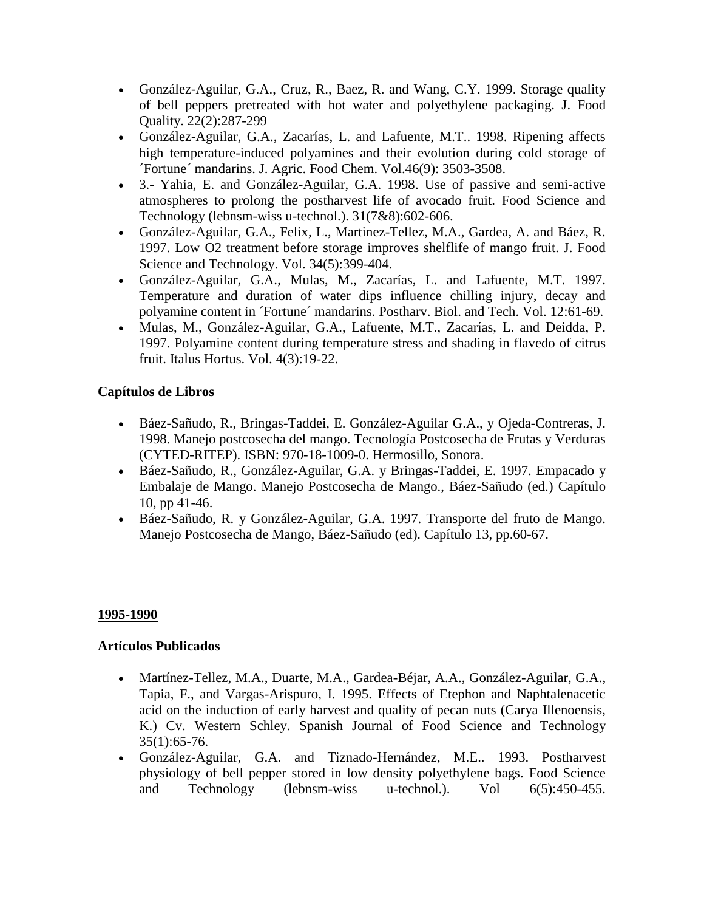- González-Aguilar, G.A., Cruz, R., Baez, R. and Wang, C.Y. 1999. Storage quality of bell peppers pretreated with hot water and polyethylene packaging. J. Food Quality. 22(2):287-299
- González-Aguilar, G.A., Zacarías, L. and Lafuente, M.T.. 1998. Ripening affects high temperature-induced polyamines and their evolution during cold storage of ´Fortune´ mandarins. J. Agric. Food Chem. Vol.46(9): 3503-3508.
- 3.- Yahia, E. and González-Aguilar, G.A. 1998. Use of passive and semi-active atmospheres to prolong the postharvest life of avocado fruit. Food Science and Technology (lebnsm-wiss u-technol.). 31(7&8):602-606.
- González-Aguilar, G.A., Felix, L., Martinez-Tellez, M.A., Gardea, A. and Báez, R. 1997. Low O2 treatment before storage improves shelflife of mango fruit. J. Food Science and Technology. Vol. 34(5):399-404.
- González-Aguilar, G.A., Mulas, M., Zacarías, L. and Lafuente, M.T. 1997. Temperature and duration of water dips influence chilling injury, decay and polyamine content in ´Fortune´ mandarins. Postharv. Biol. and Tech. Vol. 12:61-69.
- Mulas, M., González-Aguilar, G.A., Lafuente, M.T., Zacarías, L. and Deidda, P. 1997. Polyamine content during temperature stress and shading in flavedo of citrus fruit. Italus Hortus. Vol. 4(3):19-22.

**Capítulos de Libros**

- Báez-Sañudo, R., Bringas-Taddei, E. González-Aguilar G.A., y Ojeda-Contreras, J. 1998. Manejo postcosecha del mango. Tecnología Postcosecha de Frutas y Verduras (CYTED-RITEP). ISBN: 970-18-1009-0. Hermosillo, Sonora.
- Báez-Sañudo, R., González-Aguilar, G.A. y Bringas-Taddei, E. 1997. Empacado y Embalaje de Mango. Manejo Postcosecha de Mango., Báez-Sañudo (ed.) Capítulo 10, pp 41-46.
- Báez-Sañudo, R. y González-Aguilar, G.A. 1997. Transporte del fruto de Mango. Manejo Postcosecha de Mango, Báez-Sañudo (ed). Capítulo 13, pp.60-67.

**1995-1990**

**Artículos Publicados**

- Martínez-Tellez, M.A., Duarte, M.A., Gardea-Béjar, A.A., González-Aguilar, G.A., Tapia, F., and Vargas-Arispuro, I. 1995. Effects of Etephon and Naphtalenacetic acid on the induction of early harvest and quality of pecan nuts (Carya Illenoensis, K.) Cv. Western Schley. Spanish Journal of Food Science and Technology 35(1):65-76.
- González-Aguilar, G.A. and Tiznado-Hernández, M.E.. 1993. Postharvest physiology of bell pepper stored in low density polyethylene bags. Food Science and Technology (lebnsm-wiss u-technol.). Vol 6(5):450-455.